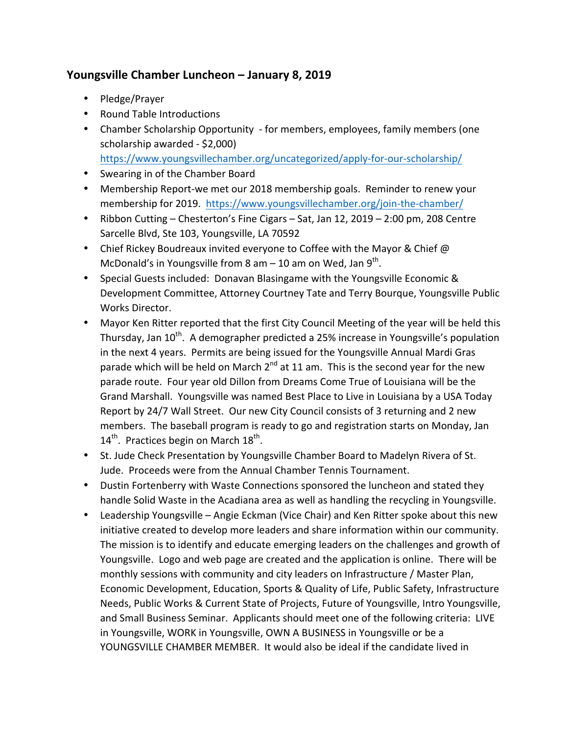## Youngsville Chamber Luncheon – January 8, 2019

- Pledge/Prayer
- Round Table Introductions
- Chamber Scholarship Opportunity - for members, employees, family members (one scholarship awarded - $2,000) https://www.youngsvillechamber.org/uncategorized/apply-for-our-scholarship/
- Swearing in of the Chamber Board
- Membership Report-we met our 2018 membership goals. Reminder to renew your membership for 2019. https://www.youngsvillechamber.org/join-the-chamber/
- Ribbon Cutting – Chesterton's Fine Cigars – Sat, Jan 12, 2019 – 2:00 pm, 208 Centre Sarcelle Blvd, Ste 103, Youngsville, LA 70592
- Chief Rickey Boudreaux invited everyone to Coffee with the Mayor & Chief @ McDonald's in Youngsville from 8 am – 10 am on Wed, Jan 9th.
- Special Guests included: Donavan Blasingame with the Youngsville Economic & Development Committee, Attorney Courtney Tate and Terry Bourque, Youngsville Public Works Director.
- Mayor Ken Ritter reported that the first City Council Meeting of the year will be held this Thursday, Jan 10th. A demographer predicted a 25% increase in Youngsville's population in the next 4 years. Permits are being issued for the Youngsville Annual Mardi Gras parade which will be held on March 2nd at 11 am. This is the second year for the new parade route. Four year old Dillon from Dreams Come True of Louisiana will be the Grand Marshall. Youngsville was named Best Place to Live in Louisiana by a USA Today Report by 24/7 Wall Street. Our new City Council consists of 3 returning and 2 new members. The baseball program is ready to go and registration starts on Monday, Jan 14th. Practices begin on March 18th.
- St. Jude Check Presentation by Youngsville Chamber Board to Madelyn Rivera of St. Jude. Proceeds were from the Annual Chamber Tennis Tournament.
- Dustin Fortenberry with Waste Connections sponsored the luncheon and stated they handle Solid Waste in the Acadiana area as well as handling the recycling in Youngsville.
- Leadership Youngsville – Angie Eckman (Vice Chair) and Ken Ritter spoke about this new initiative created to develop more leaders and share information within our community. The mission is to identify and educate emerging leaders on the challenges and growth of Youngsville. Logo and web page are created and the application is online. There will be monthly sessions with community and city leaders on Infrastructure / Master Plan, Economic Development, Education, Sports & Quality of Life, Public Safety, Infrastructure Needs, Public Works & Current State of Projects, Future of Youngsville, Intro Youngsville, and Small Business Seminar. Applicants should meet one of the following criteria: LIVE in Youngsville, WORK in Youngsville, OWN A BUSINESS in Youngsville or be a YOUNGSVILLE CHAMBER MEMBER. It would also be ideal if the candidate lived in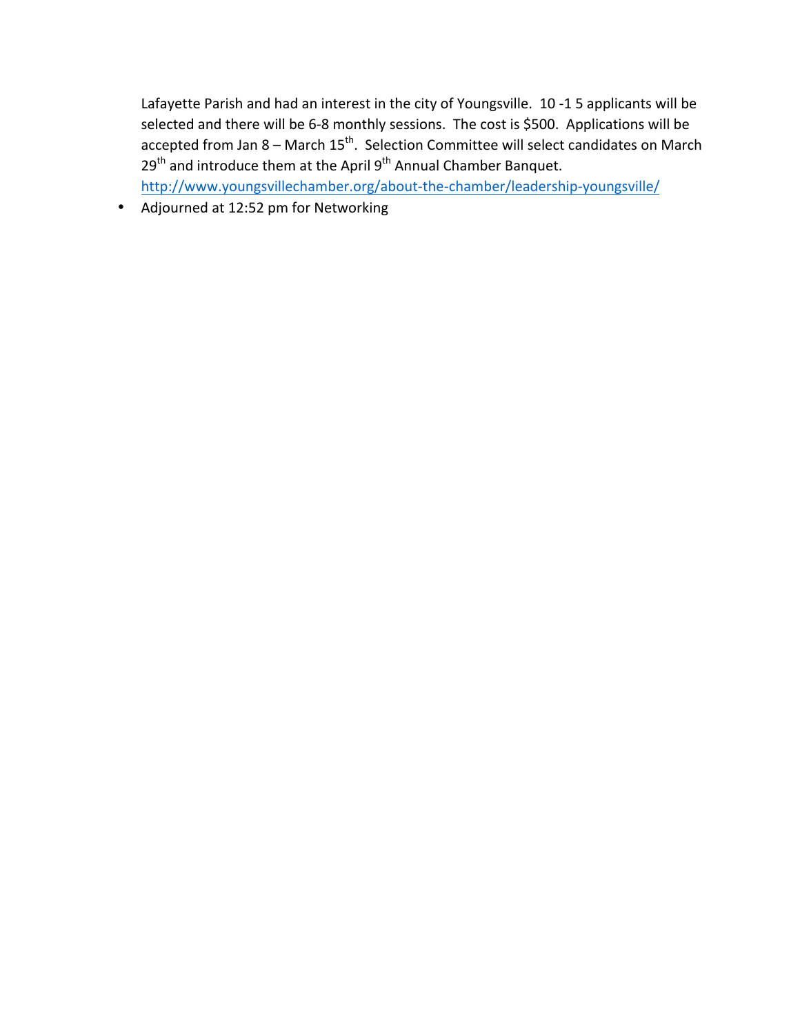Lafayette Parish and had an interest in the city of Youngsville. 10 -1 5 applicants will be selected and there will be 6-8 monthly sessions. The cost is $500. Applications will be accepted from Jan 8 – March 15th. Selection Committee will select candidates on March 29th and introduce them at the April 9th Annual Chamber Banquet. http://www.youngsvillechamber.org/about-the-chamber/leadership-youngsville/

- Adjourned at 12:52 pm for Networking